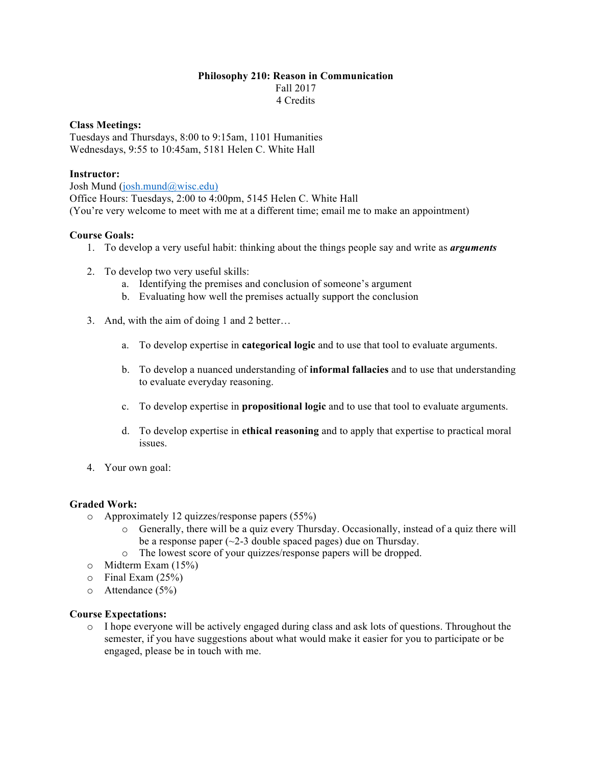# Philosophy 210: Reason in Communication

Fall 2017
4 Credits

**Class Meetings:**
Tuesdays and Thursdays, 8:00 to 9:15am, 1101 Humanities
Wednesdays, 9:55 to 10:45am, 5181 Helen C. White Hall

**Instructor:**
Josh Mund (josh.mund@wisc.edu)
Office Hours: Tuesdays, 2:00 to 4:00pm, 5145 Helen C. White Hall
(You're very welcome to meet with me at a different time; email me to make an appointment)

**Course Goals:**

1. To develop a very useful habit: thinking about the things people say and write as ***arguments***
2. To develop two very useful skills:
   a. Identifying the premises and conclusion of someone's argument
   b. Evaluating how well the premises actually support the conclusion
3. And, with the aim of doing 1 and 2 better…
   a. To develop expertise in **categorical logic** and to use that tool to evaluate arguments.
   b. To develop a nuanced understanding of **informal fallacies** and to use that understanding to evaluate everyday reasoning.
   c. To develop expertise in **propositional logic** and to use that tool to evaluate arguments.
   d. To develop expertise in **ethical reasoning** and to apply that expertise to practical moral issues.
4. Your own goal:

**Graded Work:**

- Approximately 12 quizzes/response papers (55%)
  - Generally, there will be a quiz every Thursday. Occasionally, instead of a quiz there will be a response paper (~2-3 double spaced pages) due on Thursday.
  - The lowest score of your quizzes/response papers will be dropped.
- Midterm Exam (15%)
- Final Exam (25%)
- Attendance (5%)

**Course Expectations:**

- I hope everyone will be actively engaged during class and ask lots of questions. Throughout the semester, if you have suggestions about what would make it easier for you to participate or be engaged, please be in touch with me.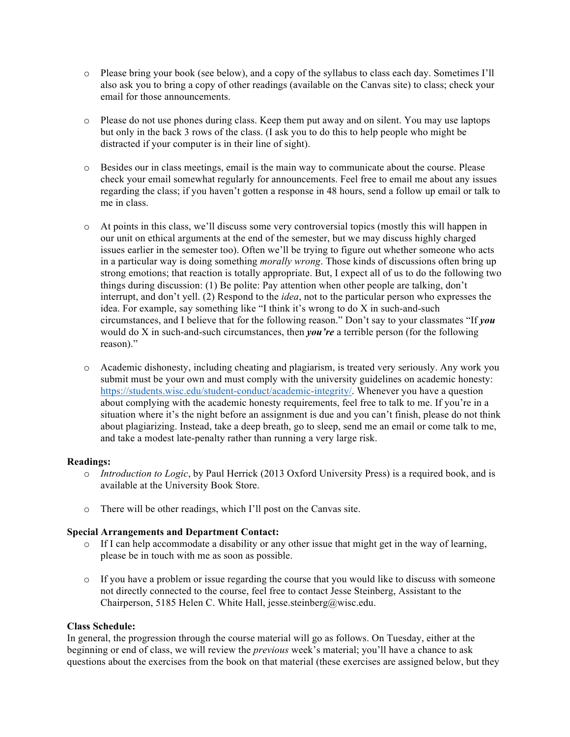- Please bring your book (see below), and a copy of the syllabus to class each day. Sometimes I'll also ask you to bring a copy of other readings (available on the Canvas site) to class; check your email for those announcements.

- Please do not use phones during class. Keep them put away and on silent. You may use laptops but only in the back 3 rows of the class. (I ask you to do this to help people who might be distracted if your computer is in their line of sight).

- Besides our in class meetings, email is the main way to communicate about the course. Please check your email somewhat regularly for announcements. Feel free to email me about any issues regarding the class; if you haven't gotten a response in 48 hours, send a follow up email or talk to me in class.

- At points in this class, we'll discuss some very controversial topics (mostly this will happen in our unit on ethical arguments at the end of the semester, but we may discuss highly charged issues earlier in the semester too). Often we'll be trying to figure out whether someone who acts in a particular way is doing something *morally wrong*. Those kinds of discussions often bring up strong emotions; that reaction is totally appropriate. But, I expect all of us to do the following two things during discussion: (1) Be polite: Pay attention when other people are talking, don't interrupt, and don't yell. (2) Respond to the *idea*, not to the particular person who expresses the idea. For example, say something like "I think it's wrong to do X in such-and-such circumstances, and I believe that for the following reason." Don't say to your classmates "If ***you*** would do X in such-and-such circumstances, then ***you're*** a terrible person (for the following reason)."

- Academic dishonesty, including cheating and plagiarism, is treated very seriously. Any work you submit must be your own and must comply with the university guidelines on academic honesty: https://students.wisc.edu/student-conduct/academic-integrity/. Whenever you have a question about complying with the academic honesty requirements, feel free to talk to me. If you're in a situation where it's the night before an assignment is due and you can't finish, please do not think about plagiarizing. Instead, take a deep breath, go to sleep, send me an email or come talk to me, and take a modest late-penalty rather than running a very large risk.

**Readings:**

- *Introduction to Logic*, by Paul Herrick (2013 Oxford University Press) is a required book, and is available at the University Book Store.

- There will be other readings, which I'll post on the Canvas site.

**Special Arrangements and Department Contact:**

- If I can help accommodate a disability or any other issue that might get in the way of learning, please be in touch with me as soon as possible.

- If you have a problem or issue regarding the course that you would like to discuss with someone not directly connected to the course, feel free to contact Jesse Steinberg, Assistant to the Chairperson, 5185 Helen C. White Hall, jesse.steinberg@wisc.edu.

**Class Schedule:**

In general, the progression through the course material will go as follows. On Tuesday, either at the beginning or end of class, we will review the *previous* week's material; you'll have a chance to ask questions about the exercises from the book on that material (these exercises are assigned below, but they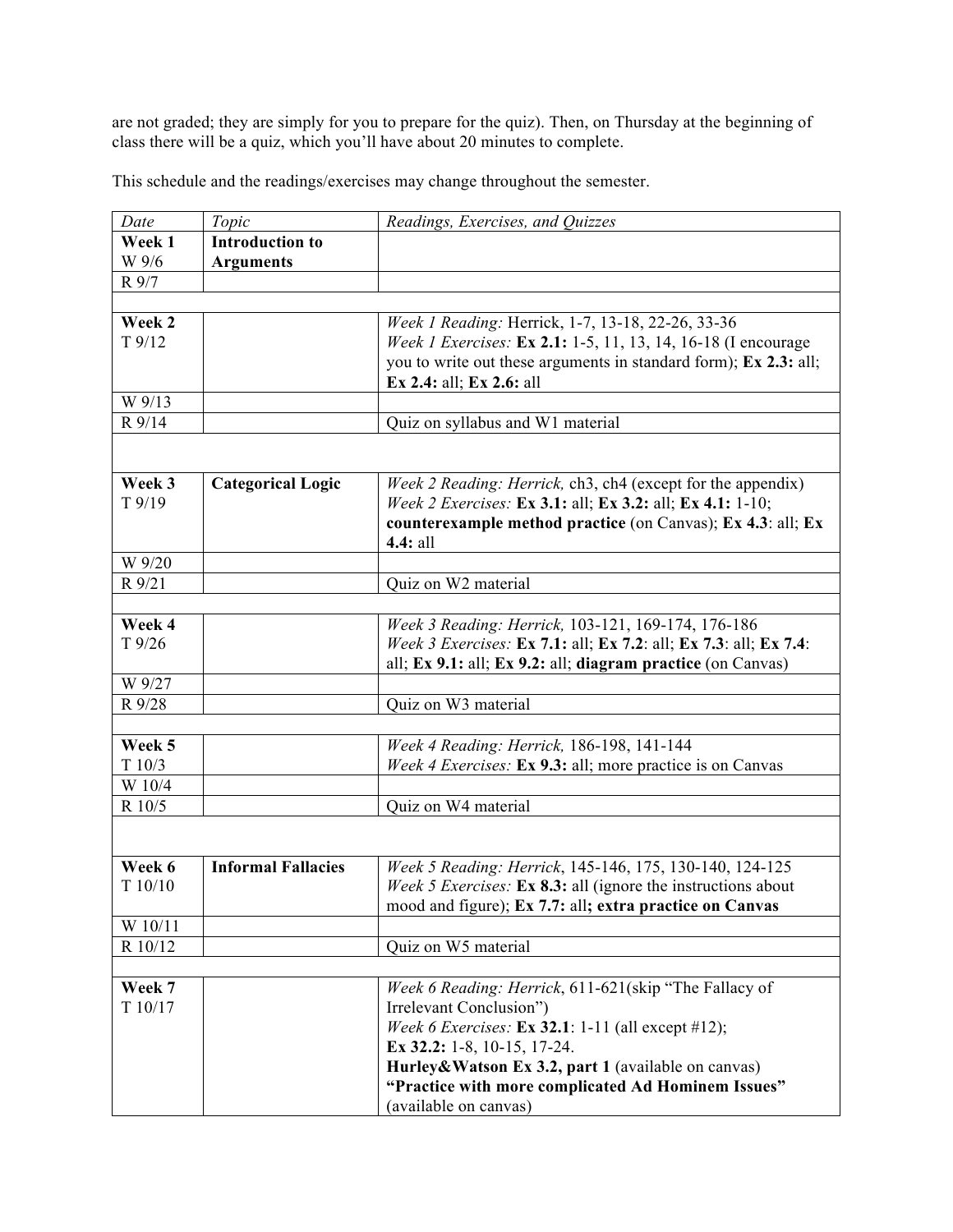are not graded; they are simply for you to prepare for the quiz). Then, on Thursday at the beginning of class there will be a quiz, which you'll have about 20 minutes to complete.

This schedule and the readings/exercises may change throughout the semester.

| *Date* | *Topic* | *Readings, Exercises, and Quizzes* |
|---|---|---|
| **Week 1** W 9/6 | **Introduction to Arguments** | |
| R 9/7 | | |
| | | |
| **Week 2** T 9/12 | | *Week 1 Reading:* Herrick, 1-7, 13-18, 22-26, 33-36 *Week 1 Exercises:* **Ex 2.1:** 1-5, 11, 13, 14, 16-18 (I encourage you to write out these arguments in standard form); **Ex 2.3:** all; **Ex 2.4:** all; **Ex 2.6:** all |
| W 9/13 | | |
| R 9/14 | | Quiz on syllabus and W1 material |
| | | |
| **Week 3** T 9/19 | **Categorical Logic** | *Week 2 Reading: Herrick,* ch3, ch4 (except for the appendix) *Week 2 Exercises:* **Ex 3.1:** all; **Ex 3.2:** all; **Ex 4.1:** 1-10; **counterexample method practice** (on Canvas); **Ex 4.3**: all; **Ex 4.4:** all |
| W 9/20 | | |
| R 9/21 | | Quiz on W2 material |
| | | |
| **Week 4** T 9/26 | | *Week 3 Reading: Herrick,* 103-121, 169-174, 176-186 *Week 3 Exercises:* **Ex 7.1:** all; **Ex 7.2**: all; **Ex 7.3**: all; **Ex 7.4**: all; **Ex 9.1:** all; **Ex 9.2:** all; **diagram practice** (on Canvas) |
| W 9/27 | | |
| R 9/28 | | Quiz on W3 material |
| | | |
| **Week 5** T 10/3 | | *Week 4 Reading: Herrick,* 186-198, 141-144 *Week 4 Exercises:* **Ex 9.3:** all; more practice is on Canvas |
| W 10/4 | | |
| R 10/5 | | Quiz on W4 material |
| | | |
| **Week 6** T 10/10 | **Informal Fallacies** | *Week 5 Reading: Herrick*, 145-146, 175, 130-140, 124-125 *Week 5 Exercises:* **Ex 8.3:** all (ignore the instructions about mood and figure); **Ex 7.7:** all**; extra practice on Canvas** |
| W 10/11 | | |
| R 10/12 | | Quiz on W5 material |
| | | |
| **Week 7** T 10/17 | | *Week 6 Reading: Herrick*, 611-621(skip "The Fallacy of Irrelevant Conclusion") *Week 6 Exercises:* **Ex 32.1**: 1-11 (all except #12); **Ex 32.2:** 1-8, 10-15, 17-24. **Hurley&Watson Ex 3.2, part 1** (available on canvas) **"Practice with more complicated Ad Hominem Issues"** (available on canvas) |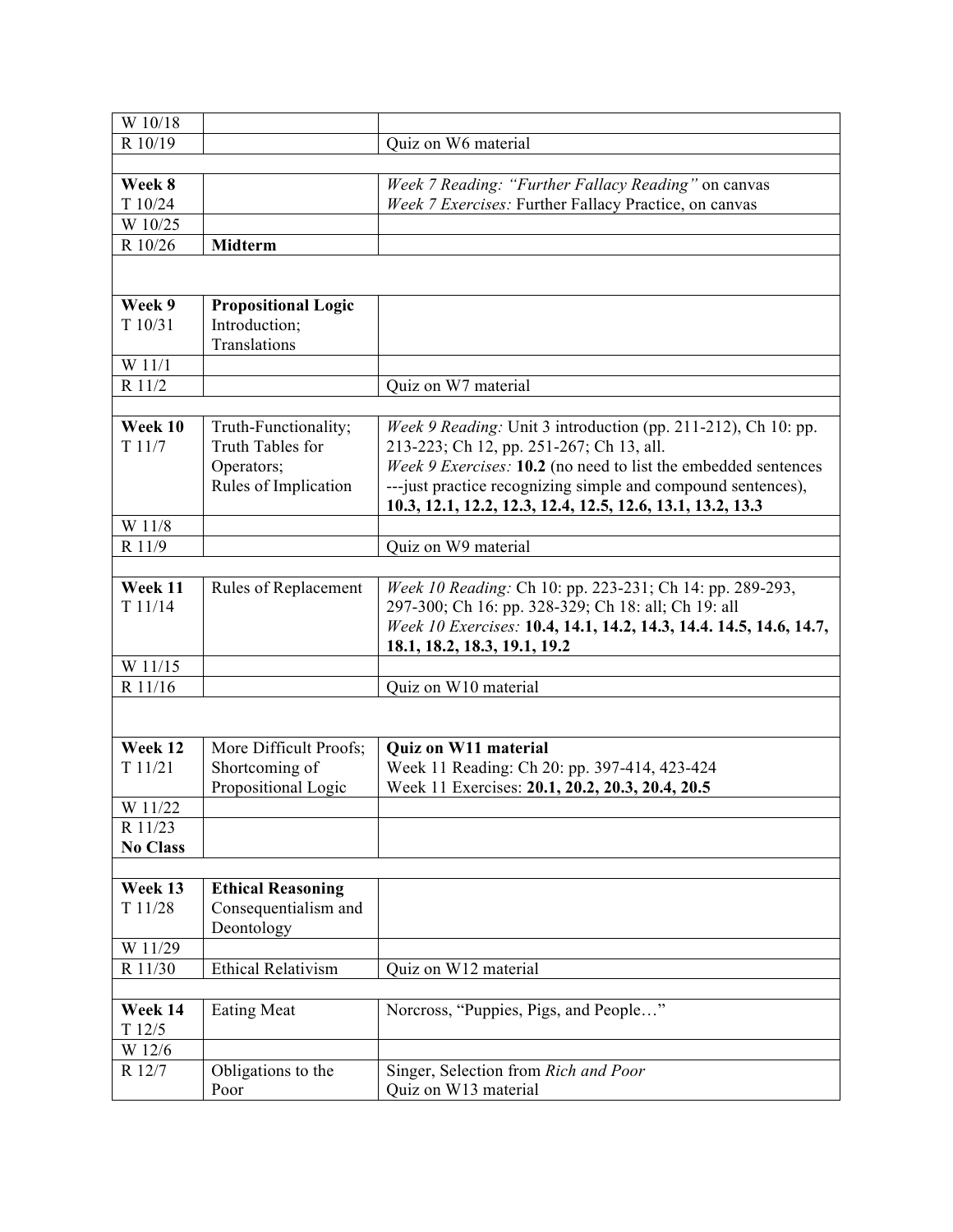| | | |
|---|---|---|
| W 10/18 | | |
| R 10/19 | | Quiz on W6 material |
| | | |
| **Week 8**<br>T 10/24 | | *Week 7 Reading: "Further Fallacy Reading"* on canvas<br>*Week 7 Exercises:* Further Fallacy Practice, on canvas |
| W 10/25 | | |
| R 10/26 | **Midterm** | |
| | | |
| **Week 9**<br>T 10/31 | **Propositional Logic**<br>Introduction;<br>Translations | |
| W 11/1 | | |
| R 11/2 | | Quiz on W7 material |
| | | |
| **Week 10**<br>T 11/7 | Truth-Functionality;<br>Truth Tables for Operators;<br>Rules of Implication | *Week 9 Reading:* Unit 3 introduction (pp. 211-212), Ch 10: pp. 213-223; Ch 12, pp. 251-267; Ch 13, all.<br>*Week 9 Exercises:* **10.2** (no need to list the embedded sentences ---just practice recognizing simple and compound sentences), **10.3, 12.1, 12.2, 12.3, 12.4, 12.5, 12.6, 13.1, 13.2, 13.3** |
| W 11/8 | | |
| R 11/9 | | Quiz on W9 material |
| | | |
| **Week 11**<br>T 11/14 | Rules of Replacement | *Week 10 Reading:* Ch 10: pp. 223-231; Ch 14: pp. 289-293, 297-300; Ch 16: pp. 328-329; Ch 18: all; Ch 19: all<br>*Week 10 Exercises:* **10.4, 14.1, 14.2, 14.3, 14.4. 14.5, 14.6, 14.7, 18.1, 18.2, 18.3, 19.1, 19.2** |
| W 11/15 | | |
| R 11/16 | | Quiz on W10 material |
| | | |
| **Week 12**<br>T 11/21 | More Difficult Proofs;<br>Shortcoming of Propositional Logic | **Quiz on W11 material**<br>Week 11 Reading: Ch 20: pp. 397-414, 423-424<br>Week 11 Exercises: **20.1, 20.2, 20.3, 20.4, 20.5** |
| W 11/22 | | |
| R 11/23<br>**No Class** | | |
| | | |
| **Week 13**<br>T 11/28 | **Ethical Reasoning**<br>Consequentialism and Deontology | |
| W 11/29 | | |
| R 11/30 | Ethical Relativism | Quiz on W12 material |
| | | |
| **Week 14**<br>T 12/5 | Eating Meat | Norcross, "Puppies, Pigs, and People…" |
| W 12/6 | | |
| R 12/7 | Obligations to the Poor | Singer, Selection from *Rich and Poor*<br>Quiz on W13 material |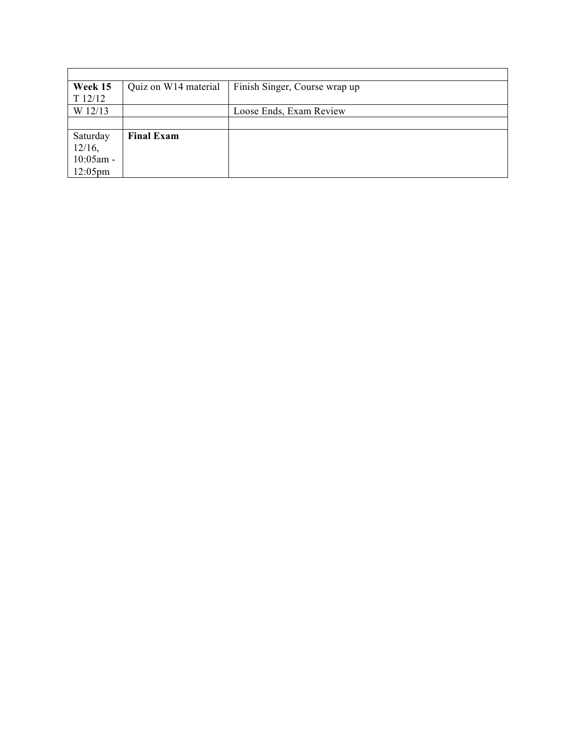| | | |
|---|---|---|
| | | |
| **Week 15** T 12/12 | Quiz on W14 material | Finish Singer, Course wrap up |
| W 12/13 | | Loose Ends, Exam Review |
| | | |
| Saturday 12/16, 10:05am - 12:05pm | **Final Exam** | |